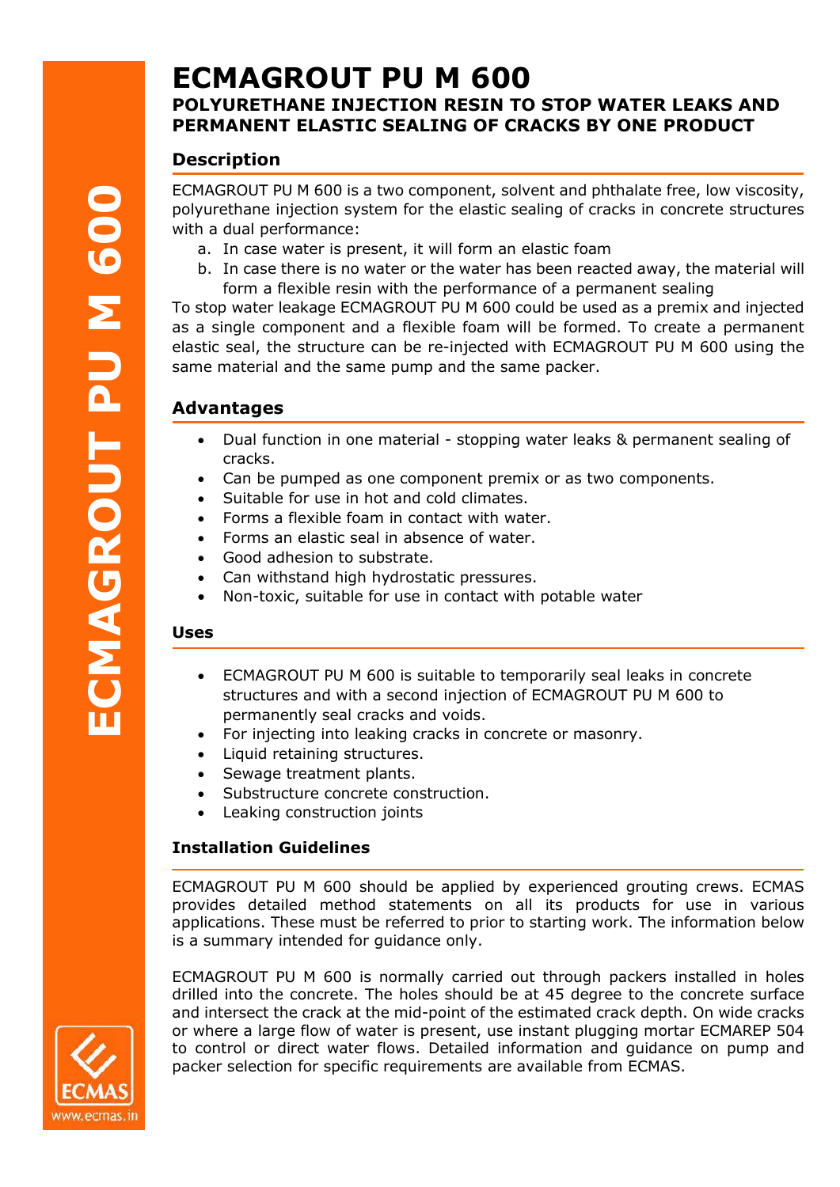# ECMAGROUT PU M 600

## POLYURETHANE INJECTION RESIN TO STOP WATER LEAKS AND PERMANENT ELASTIC SEALING OF CRACKS BY ONE PRODUCT

### Description

ECMAGROUT PU M 600 is a two component, solvent and phthalate free, low viscosity, polyurethane injection system for the elastic sealing of cracks in concrete structures with a dual performance:

a. In case water is present, it will form an elastic foam
b. In case there is no water or the water has been reacted away, the material will form a flexible resin with the performance of a permanent sealing

To stop water leakage ECMAGROUT PU M 600 could be used as a premix and injected as a single component and a flexible foam will be formed. To create a permanent elastic seal, the structure can be re-injected with ECMAGROUT PU M 600 using the same material and the same pump and the same packer.

### Advantages

- Dual function in one material - stopping water leaks & permanent sealing of cracks.
- Can be pumped as one component premix or as two components.
- Suitable for use in hot and cold climates.
- Forms a flexible foam in contact with water.
- Forms an elastic seal in absence of water.
- Good adhesion to substrate.
- Can withstand high hydrostatic pressures.
- Non-toxic, suitable for use in contact with potable water

### Uses

- ECMAGROUT PU M 600 is suitable to temporarily seal leaks in concrete structures and with a second injection of ECMAGROUT PU M 600 to permanently seal cracks and voids.
- For injecting into leaking cracks in concrete or masonry.
- Liquid retaining structures.
- Sewage treatment plants.
- Substructure concrete construction.
- Leaking construction joints

### Installation Guidelines

ECMAGROUT PU M 600 should be applied by experienced grouting crews. ECMAS provides detailed method statements on all its products for use in various applications. These must be referred to prior to starting work. The information below is a summary intended for guidance only.

ECMAGROUT PU M 600 is normally carried out through packers installed in holes drilled into the concrete. The holes should be at 45 degree to the concrete surface and intersect the crack at the mid-point of the estimated crack depth. On wide cracks or where a large flow of water is present, use instant plugging mortar ECMAREP 504 to control or direct water flows. Detailed information and guidance on pump and packer selection for specific requirements are available from ECMAS.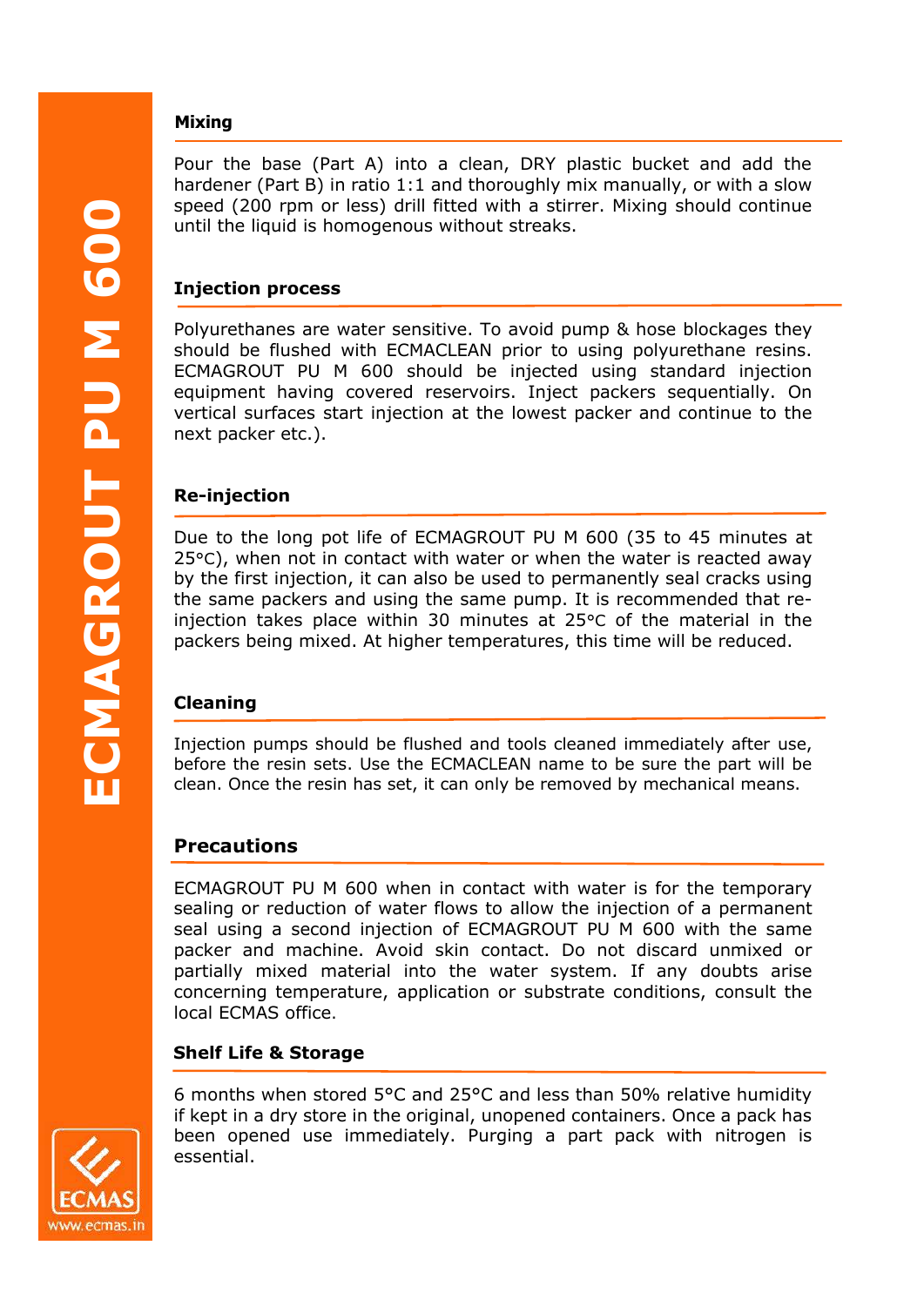## Mixing

Pour the base (Part A) into a clean, DRY plastic bucket and add the hardener (Part B) in ratio 1:1 and thoroughly mix manually, or with a slow speed (200 rpm or less) drill fitted with a stirrer. Mixing should continue until the liquid is homogenous without streaks.

## Injection process

Polyurethanes are water sensitive. To avoid pump & hose blockages they should be flushed with ECMACLEAN prior to using polyurethane resins. ECMAGROUT PU M 600 should be injected using standard injection equipment having covered reservoirs. Inject packers sequentially. On vertical surfaces start injection at the lowest packer and continue to the next packer etc.).

## Re-injection

Due to the long pot life of ECMAGROUT PU M 600 (35 to 45 minutes at 25°C), when not in contact with water or when the water is reacted away by the first injection, it can also be used to permanently seal cracks using the same packers and using the same pump. It is recommended that re-injection takes place within 30 minutes at 25°C of the material in the packers being mixed. At higher temperatures, this time will be reduced.

## Cleaning

Injection pumps should be flushed and tools cleaned immediately after use, before the resin sets. Use the ECMACLEAN name to be sure the part will be clean. Once the resin has set, it can only be removed by mechanical means.

## Precautions

ECMAGROUT PU M 600 when in contact with water is for the temporary sealing or reduction of water flows to allow the injection of a permanent seal using a second injection of ECMAGROUT PU M 600 with the same packer and machine. Avoid skin contact. Do not discard unmixed or partially mixed material into the water system. If any doubts arise concerning temperature, application or substrate conditions, consult the local ECMAS office.

## Shelf Life & Storage

6 months when stored 5°C and 25°C and less than 50% relative humidity if kept in a dry store in the original, unopened containers. Once a pack has been opened use immediately. Purging a part pack with nitrogen is essential.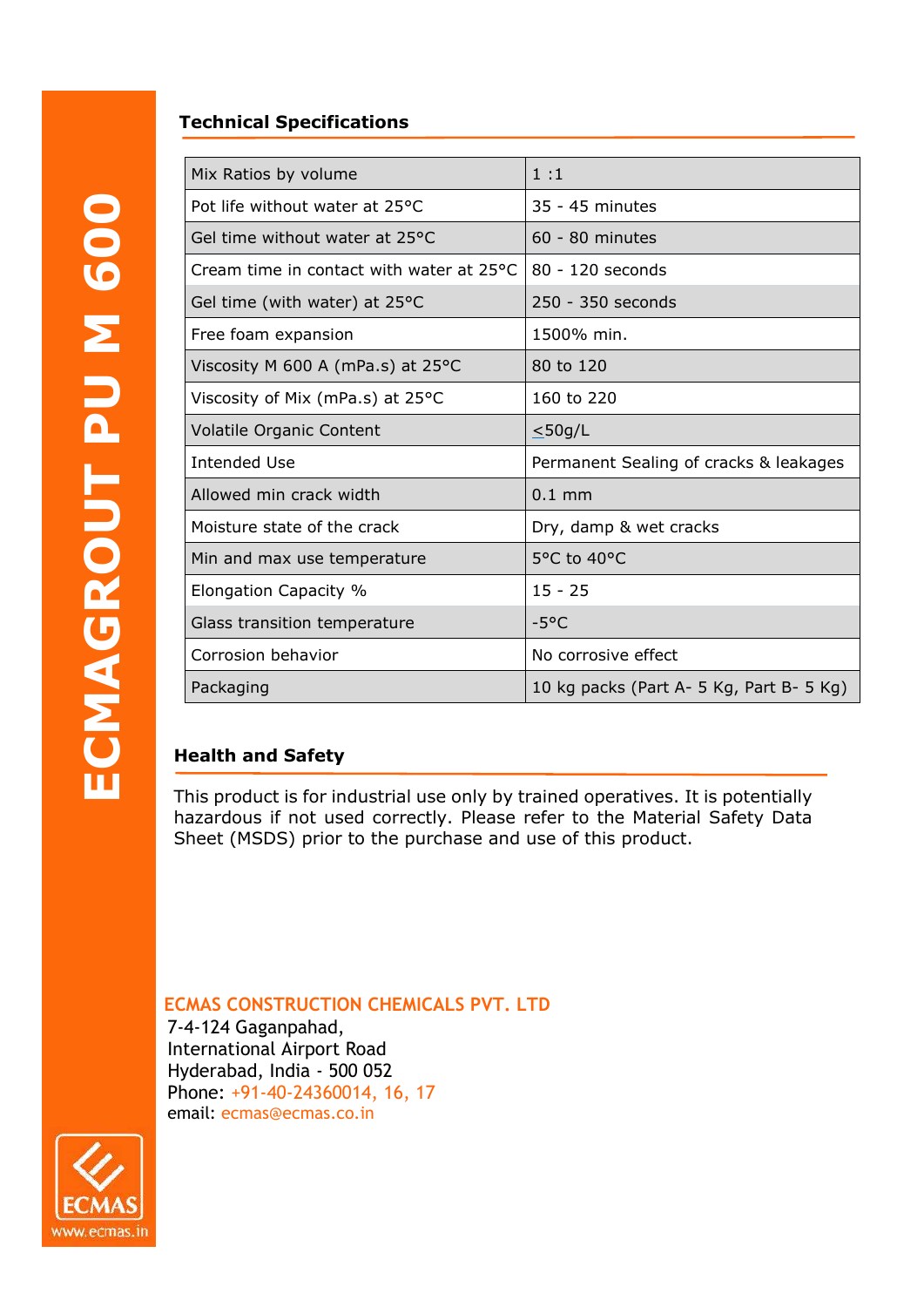## Technical Specifications

| | |
|---|---|
| Mix Ratios by volume | 1 :1 |
| Pot life without water at 25°C | 35 - 45 minutes |
| Gel time without water at 25°C | 60 - 80 minutes |
| Cream time in contact with water at 25°C | 80 - 120 seconds |
| Gel time (with water) at 25°C | 250 - 350 seconds |
| Free foam expansion | 1500% min. |
| Viscosity M 600 A (mPa.s) at 25°C | 80 to 120 |
| Viscosity of Mix (mPa.s) at 25°C | 160 to 220 |
| Volatile Organic Content | ≤50g/L |
| Intended Use | Permanent Sealing of cracks & leakages |
| Allowed min crack width | 0.1 mm |
| Moisture state of the crack | Dry, damp & wet cracks |
| Min and max use temperature | 5°C to 40°C |
| Elongation Capacity % | 15 - 25 |
| Glass transition temperature | -5°C |
| Corrosion behavior | No corrosive effect |
| Packaging | 10 kg packs (Part A- 5 Kg, Part B- 5 Kg) |

## Health and Safety

This product is for industrial use only by trained operatives. It is potentially hazardous if not used correctly. Please refer to the Material Safety Data Sheet (MSDS) prior to the purchase and use of this product.

**ECMAS CONSTRUCTION CHEMICALS PVT. LTD**
7-4-124 Gaganpahad,
International Airport Road
Hyderabad, India - 500 052
Phone: +91-40-24360014, 16, 17
email: ecmas@ecmas.co.in